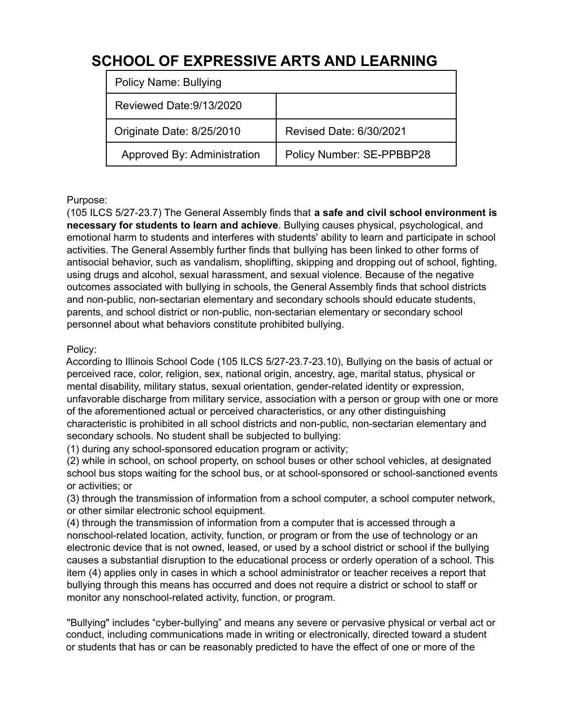# SCHOOL OF EXPRESSIVE ARTS AND LEARNING

| Policy Name: Bullying | |
|---|---|
| Reviewed Date:9/13/2020 | |
| Originate Date: 8/25/2010 | Revised Date: 6/30/2021 |
| Approved By: Administration | Policy Number: SE-PPBBP28 |

Purpose:
(105 ILCS 5/27-23.7) The General Assembly finds that **a safe and civil school environment is necessary for students to learn and achieve**. Bullying causes physical, psychological, and emotional harm to students and interferes with students' ability to learn and participate in school activities. The General Assembly further finds that bullying has been linked to other forms of antisocial behavior, such as vandalism, shoplifting, skipping and dropping out of school, fighting, using drugs and alcohol, sexual harassment, and sexual violence. Because of the negative outcomes associated with bullying in schools, the General Assembly finds that school districts and non-public, non-sectarian elementary and secondary schools should educate students, parents, and school district or non-public, non-sectarian elementary or secondary school personnel about what behaviors constitute prohibited bullying.

Policy:
According to Illinois School Code (105 ILCS 5/27-23.7-23.10), Bullying on the basis of actual or perceived race, color, religion, sex, national origin, ancestry, age, marital status, physical or mental disability, military status, sexual orientation, gender-related identity or expression, unfavorable discharge from military service, association with a person or group with one or more of the aforementioned actual or perceived characteristics, or any other distinguishing characteristic is prohibited in all school districts and non-public, non-sectarian elementary and secondary schools. No student shall be subjected to bullying:

(1) during any school-sponsored education program or activity;

(2) while in school, on school property, on school buses or other school vehicles, at designated school bus stops waiting for the school bus, or at school-sponsored or school-sanctioned events or activities; or

(3) through the transmission of information from a school computer, a school computer network, or other similar electronic school equipment.

(4) through the transmission of information from a computer that is accessed through a nonschool-related location, activity, function, or program or from the use of technology or an electronic device that is not owned, leased, or used by a school district or school if the bullying causes a substantial disruption to the educational process or orderly operation of a school. This item (4) applies only in cases in which a school administrator or teacher receives a report that bullying through this means has occurred and does not require a district or school to staff or monitor any nonschool-related activity, function, or program.

"Bullying" includes "cyber-bullying" and means any severe or pervasive physical or verbal act or conduct, including communications made in writing or electronically, directed toward a student or students that has or can be reasonably predicted to have the effect of one or more of the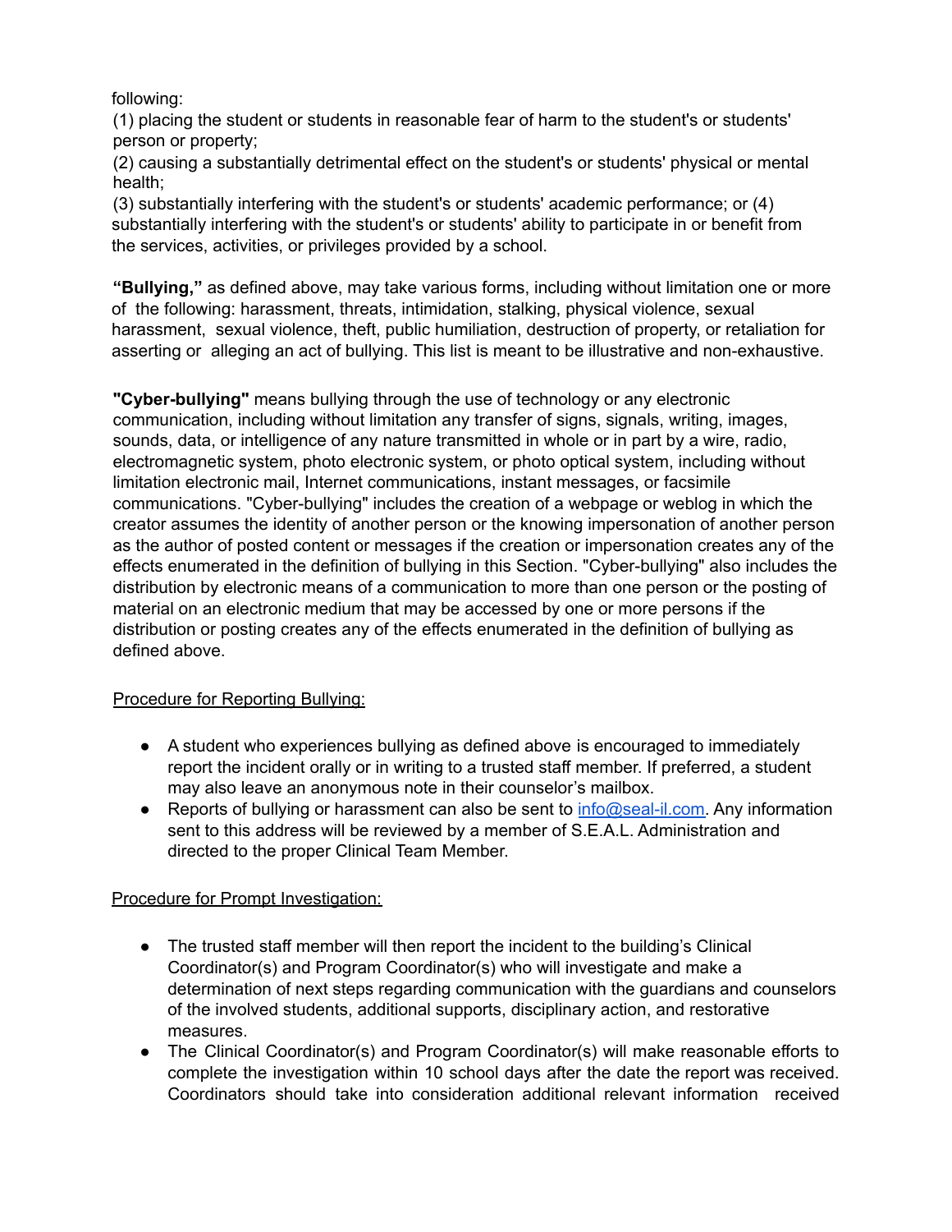following:
(1) placing the student or students in reasonable fear of harm to the student's or students' person or property;
(2) causing a substantially detrimental effect on the student's or students' physical or mental health;
(3) substantially interfering with the student's or students' academic performance; or (4) substantially interfering with the student's or students' ability to participate in or benefit from the services, activities, or privileges provided by a school.

**"Bullying,"** as defined above, may take various forms, including without limitation one or more of the following: harassment, threats, intimidation, stalking, physical violence, sexual harassment, sexual violence, theft, public humiliation, destruction of property, or retaliation for asserting or alleging an act of bullying. This list is meant to be illustrative and non-exhaustive.

**"Cyber-bullying"** means bullying through the use of technology or any electronic communication, including without limitation any transfer of signs, signals, writing, images, sounds, data, or intelligence of any nature transmitted in whole or in part by a wire, radio, electromagnetic system, photo electronic system, or photo optical system, including without limitation electronic mail, Internet communications, instant messages, or facsimile communications. "Cyber-bullying" includes the creation of a webpage or weblog in which the creator assumes the identity of another person or the knowing impersonation of another person as the author of posted content or messages if the creation or impersonation creates any of the effects enumerated in the definition of bullying in this Section. "Cyber-bullying" also includes the distribution by electronic means of a communication to more than one person or the posting of material on an electronic medium that may be accessed by one or more persons if the distribution or posting creates any of the effects enumerated in the definition of bullying as defined above.

<u>Procedure for Reporting Bullying:</u>

- A student who experiences bullying as defined above is encouraged to immediately report the incident orally or in writing to a trusted staff member. If preferred, a student may also leave an anonymous note in their counselor's mailbox.
- Reports of bullying or harassment can also be sent to info@seal-il.com. Any information sent to this address will be reviewed by a member of S.E.A.L. Administration and directed to the proper Clinical Team Member.

<u>Procedure for Prompt Investigation:</u>

- The trusted staff member will then report the incident to the building's Clinical Coordinator(s) and Program Coordinator(s) who will investigate and make a determination of next steps regarding communication with the guardians and counselors of the involved students, additional supports, disciplinary action, and restorative measures.
- The Clinical Coordinator(s) and Program Coordinator(s) will make reasonable efforts to complete the investigation within 10 school days after the date the report was received. Coordinators should take into consideration additional relevant information received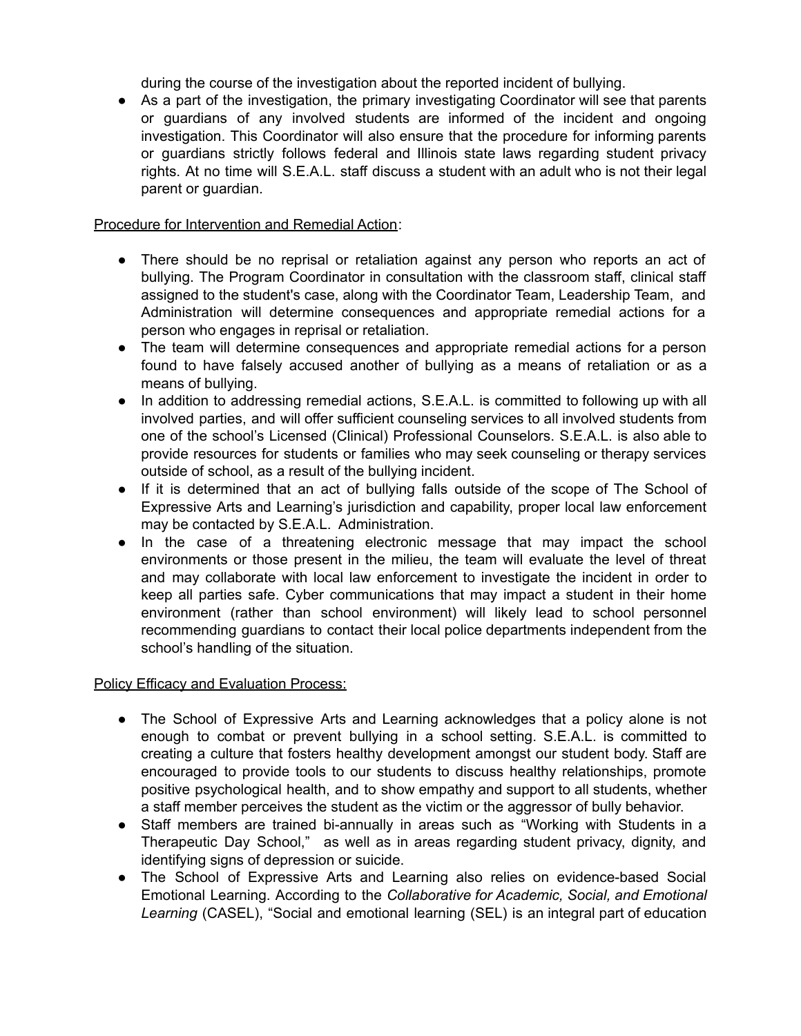during the course of the investigation about the reported incident of bullying.

- As a part of the investigation, the primary investigating Coordinator will see that parents or guardians of any involved students are informed of the incident and ongoing investigation. This Coordinator will also ensure that the procedure for informing parents or guardians strictly follows federal and Illinois state laws regarding student privacy rights. At no time will S.E.A.L. staff discuss a student with an adult who is not their legal parent or guardian.

<u>Procedure for Intervention and Remedial Action</u>:

- There should be no reprisal or retaliation against any person who reports an act of bullying. The Program Coordinator in consultation with the classroom staff, clinical staff assigned to the student's case, along with the Coordinator Team, Leadership Team, and Administration will determine consequences and appropriate remedial actions for a person who engages in reprisal or retaliation.
- The team will determine consequences and appropriate remedial actions for a person found to have falsely accused another of bullying as a means of retaliation or as a means of bullying.
- In addition to addressing remedial actions, S.E.A.L. is committed to following up with all involved parties, and will offer sufficient counseling services to all involved students from one of the school's Licensed (Clinical) Professional Counselors. S.E.A.L. is also able to provide resources for students or families who may seek counseling or therapy services outside of school, as a result of the bullying incident.
- If it is determined that an act of bullying falls outside of the scope of The School of Expressive Arts and Learning's jurisdiction and capability, proper local law enforcement may be contacted by S.E.A.L. Administration.
- In the case of a threatening electronic message that may impact the school environments or those present in the milieu, the team will evaluate the level of threat and may collaborate with local law enforcement to investigate the incident in order to keep all parties safe. Cyber communications that may impact a student in their home environment (rather than school environment) will likely lead to school personnel recommending guardians to contact their local police departments independent from the school's handling of the situation.

<u>Policy Efficacy and Evaluation Process:</u>

- The School of Expressive Arts and Learning acknowledges that a policy alone is not enough to combat or prevent bullying in a school setting. S.E.A.L. is committed to creating a culture that fosters healthy development amongst our student body. Staff are encouraged to provide tools to our students to discuss healthy relationships, promote positive psychological health, and to show empathy and support to all students, whether a staff member perceives the student as the victim or the aggressor of bully behavior.
- Staff members are trained bi-annually in areas such as "Working with Students in a Therapeutic Day School," as well as in areas regarding student privacy, dignity, and identifying signs of depression or suicide.
- The School of Expressive Arts and Learning also relies on evidence-based Social Emotional Learning. According to the *Collaborative for Academic, Social, and Emotional Learning* (CASEL), "Social and emotional learning (SEL) is an integral part of education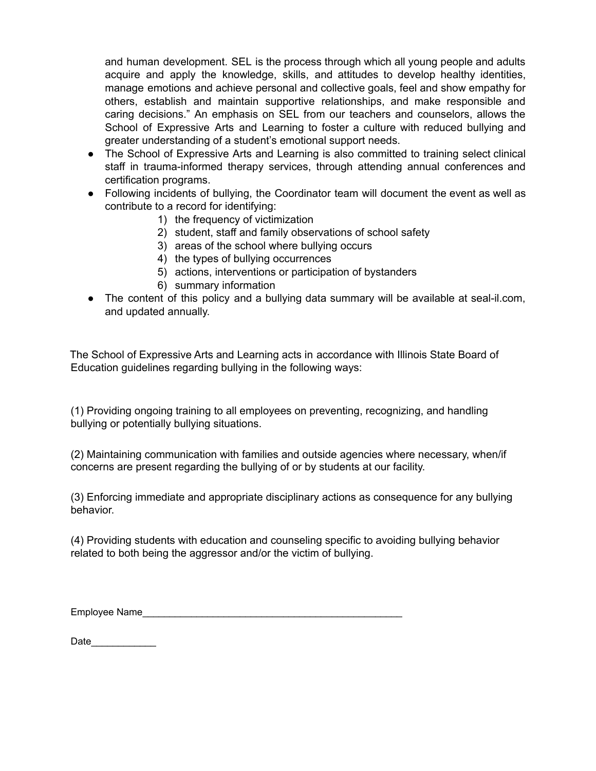and human development. SEL is the process through which all young people and adults acquire and apply the knowledge, skills, and attitudes to develop healthy identities, manage emotions and achieve personal and collective goals, feel and show empathy for others, establish and maintain supportive relationships, and make responsible and caring decisions." An emphasis on SEL from our teachers and counselors, allows the School of Expressive Arts and Learning to foster a culture with reduced bullying and greater understanding of a student's emotional support needs.

- The School of Expressive Arts and Learning is also committed to training select clinical staff in trauma-informed therapy services, through attending annual conferences and certification programs.
- Following incidents of bullying, the Coordinator team will document the event as well as contribute to a record for identifying:
    1) the frequency of victimization
    2) student, staff and family observations of school safety
    3) areas of the school where bullying occurs
    4) the types of bullying occurrences
    5) actions, interventions or participation of bystanders
    6) summary information
- The content of this policy and a bullying data summary will be available at seal-il.com, and updated annually.

The School of Expressive Arts and Learning acts in accordance with Illinois State Board of Education guidelines regarding bullying in the following ways:

(1) Providing ongoing training to all employees on preventing, recognizing, and handling bullying or potentially bullying situations.

(2) Maintaining communication with families and outside agencies where necessary, when/if concerns are present regarding the bullying of or by students at our facility.

(3) Enforcing immediate and appropriate disciplinary actions as consequence for any bullying behavior.

(4) Providing students with education and counseling specific to avoiding bullying behavior related to both being the aggressor and/or the victim of bullying.

Employee Name_________________________________________________

Date____________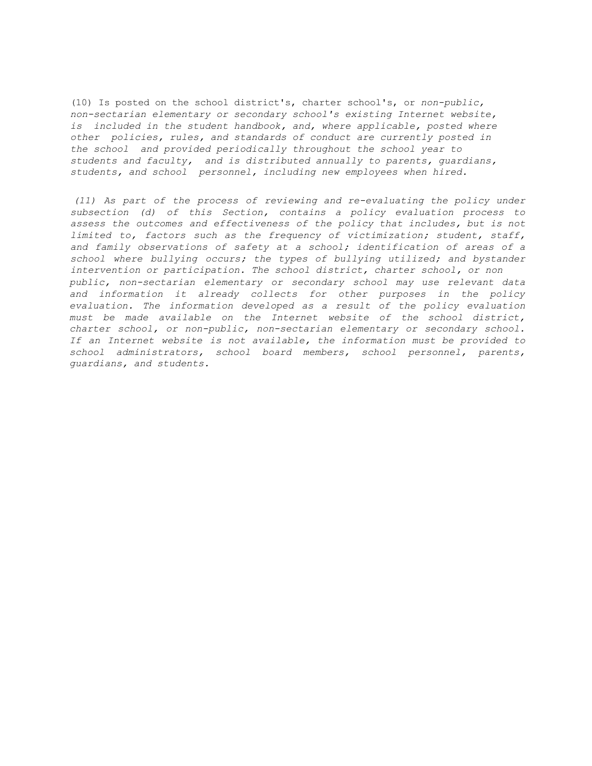(10) Is posted on the school district's, charter school's, or *non-public, non-sectarian elementary or secondary school's existing Internet website, is included in the student handbook, and, where applicable, posted where other policies, rules, and standards of conduct are currently posted in the school and provided periodically throughout the school year to students and faculty, and is distributed annually to parents, guardians, students, and school personnel, including new employees when hired.*

*(11) As part of the process of reviewing and re-evaluating the policy under subsection (d) of this Section, contains a policy evaluation process to assess the outcomes and effectiveness of the policy that includes, but is not limited to, factors such as the frequency of victimization; student, staff, and family observations of safety at a school; identification of areas of a school where bullying occurs; the types of bullying utilized; and bystander intervention or participation. The school district, charter school, or non public, non-sectarian elementary or secondary school may use relevant data and information it already collects for other purposes in the policy evaluation. The information developed as a result of the policy evaluation must be made available on the Internet website of the school district, charter school, or non-public, non-sectarian elementary or secondary school. If an Internet website is not available, the information must be provided to school administrators, school board members, school personnel, parents, guardians, and students.*